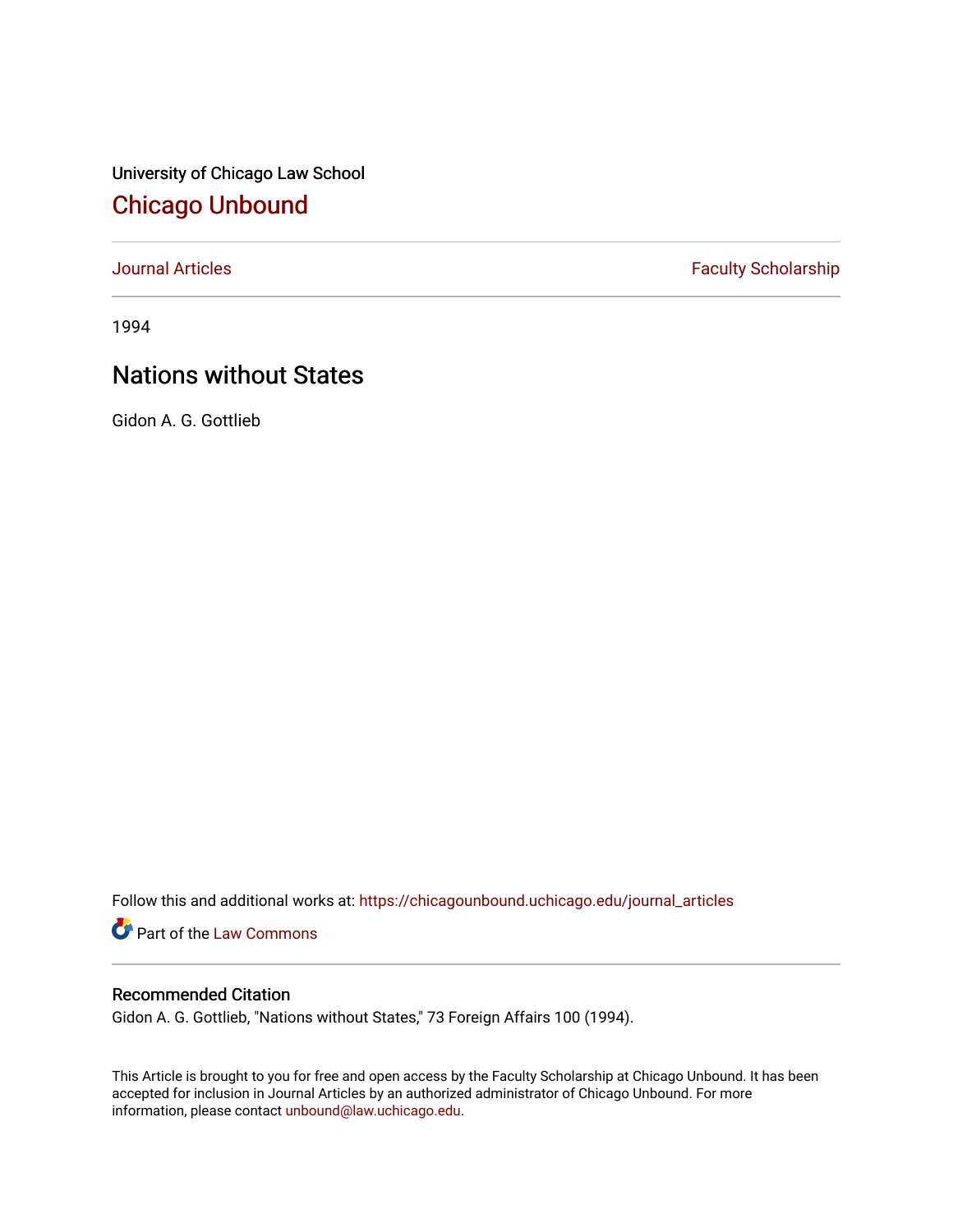University of Chicago Law School

# Chicago Unbound

Journal Articles | Faculty Scholarship

1994

## Nations without States

Gidon A. G. Gottlieb

Follow this and additional works at: https://chicagounbound.uchicago.edu/journal_articles

Part of the Law Commons

### Recommended Citation

Gidon A. G. Gottlieb, "Nations without States," 73 Foreign Affairs 100 (1994).

This Article is brought to you for free and open access by the Faculty Scholarship at Chicago Unbound. It has been accepted for inclusion in Journal Articles by an authorized administrator of Chicago Unbound. For more information, please contact unbound@law.uchicago.edu.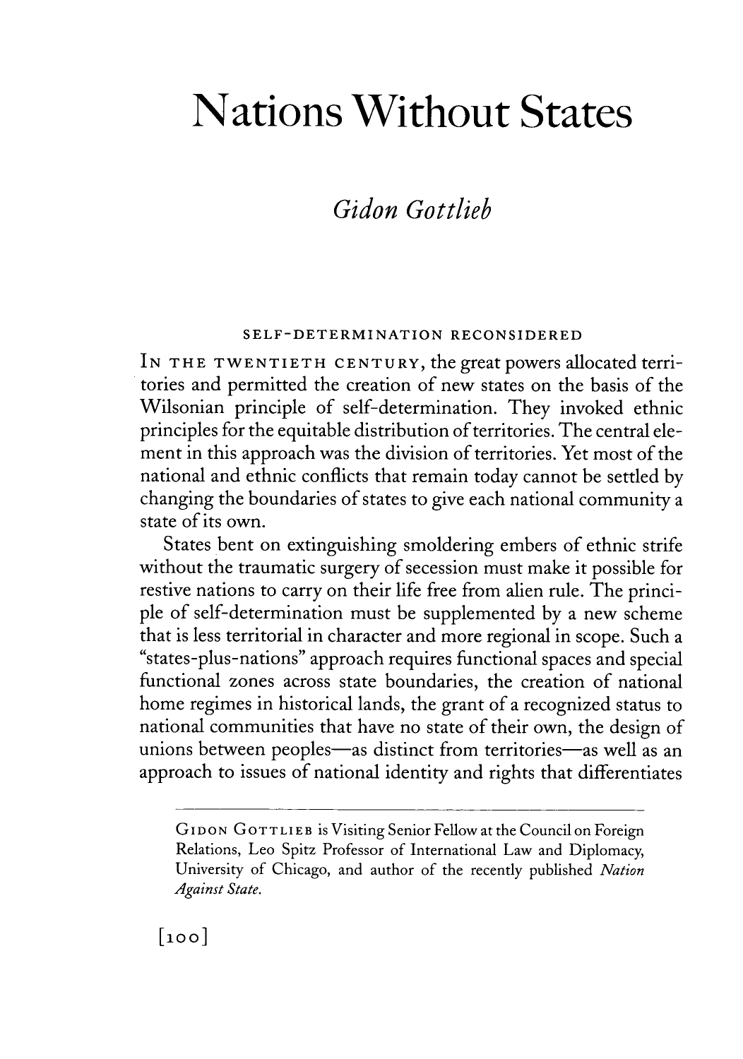# Nations Without States

## *Gidon Gottlieb*

### SELF-DETERMINATION RECONSIDERED

IN THE TWENTIETH CENTURY, the great powers allocated territories and permitted the creation of new states on the basis of the Wilsonian principle of self-determination. They invoked ethnic principles for the equitable distribution of territories. The central element in this approach was the division of territories. Yet most of the national and ethnic conflicts that remain today cannot be settled by changing the boundaries of states to give each national community a state of its own.

States bent on extinguishing smoldering embers of ethnic strife without the traumatic surgery of secession must make it possible for restive nations to carry on their life free from alien rule. The principle of self-determination must be supplemented by a new scheme that is less territorial in character and more regional in scope. Such a "states-plus-nations" approach requires functional spaces and special functional zones across state boundaries, the creation of national home regimes in historical lands, the grant of a recognized status to national communities that have no state of their own, the design of unions between peoples—as distinct from territories—as well as an approach to issues of national identity and rights that differentiates

---

GIDON GOTTLIEB is Visiting Senior Fellow at the Council on Foreign Relations, Leo Spitz Professor of International Law and Diplomacy, University of Chicago, and author of the recently published *Nation Against State.*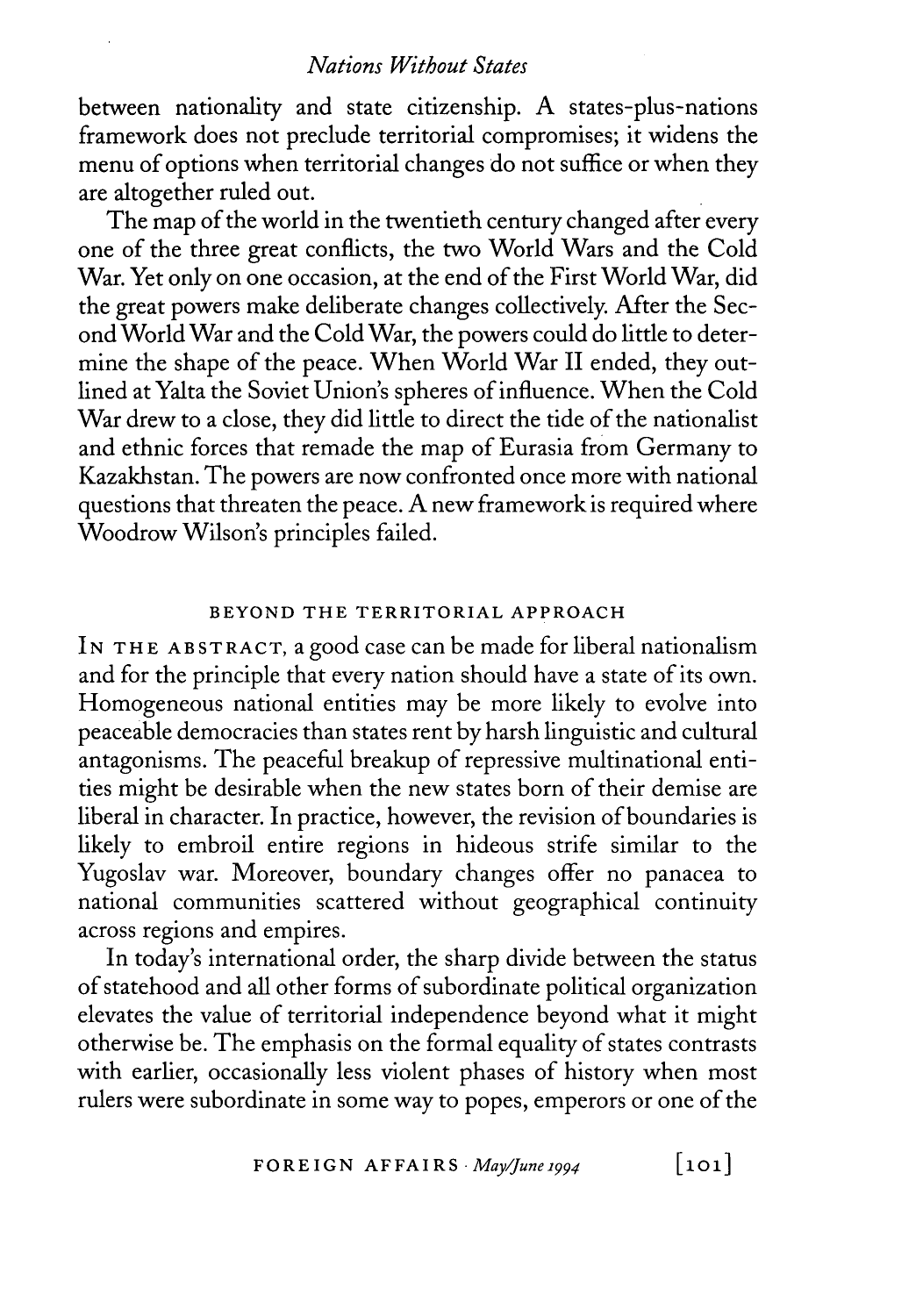between nationality and state citizenship. A states-plus-nations framework does not preclude territorial compromises; it widens the menu of options when territorial changes do not suffice or when they are altogether ruled out.

The map of the world in the twentieth century changed after every one of the three great conflicts, the two World Wars and the Cold War. Yet only on one occasion, at the end of the First World War, did the great powers make deliberate changes collectively. After the Second World War and the Cold War, the powers could do little to determine the shape of the peace. When World War II ended, they outlined at Yalta the Soviet Union's spheres of influence. When the Cold War drew to a close, they did little to direct the tide of the nationalist and ethnic forces that remade the map of Eurasia from Germany to Kazakhstan. The powers are now confronted once more with national questions that threaten the peace. A new framework is required where Woodrow Wilson's principles failed.

## BEYOND THE TERRITORIAL APPROACH

IN THE ABSTRACT, a good case can be made for liberal nationalism and for the principle that every nation should have a state of its own. Homogeneous national entities may be more likely to evolve into peaceable democracies than states rent by harsh linguistic and cultural antagonisms. The peaceful breakup of repressive multinational entities might be desirable when the new states born of their demise are liberal in character. In practice, however, the revision of boundaries is likely to embroil entire regions in hideous strife similar to the Yugoslav war. Moreover, boundary changes offer no panacea to national communities scattered without geographical continuity across regions and empires.

In today's international order, the sharp divide between the status of statehood and all other forms of subordinate political organization elevates the value of territorial independence beyond what it might otherwise be. The emphasis on the formal equality of states contrasts with earlier, occasionally less violent phases of history when most rulers were subordinate in some way to popes, emperors or one of the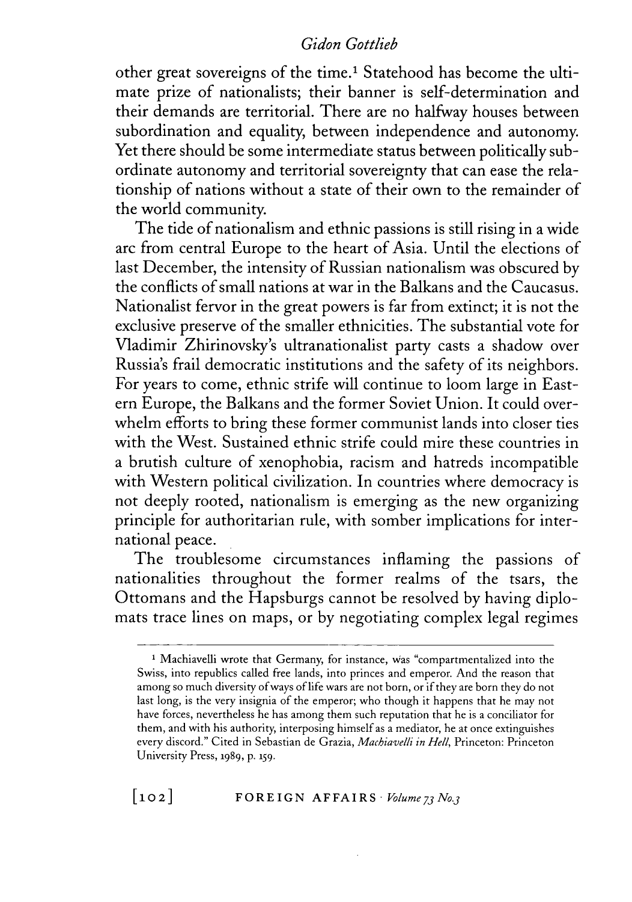other great sovereigns of the time.[1] Statehood has become the ultimate prize of nationalists; their banner is self-determination and their demands are territorial. There are no halfway houses between subordination and equality, between independence and autonomy. Yet there should be some intermediate status between politically subordinate autonomy and territorial sovereignty that can ease the relationship of nations without a state of their own to the remainder of the world community.

The tide of nationalism and ethnic passions is still rising in a wide arc from central Europe to the heart of Asia. Until the elections of last December, the intensity of Russian nationalism was obscured by the conflicts of small nations at war in the Balkans and the Caucasus. Nationalist fervor in the great powers is far from extinct; it is not the exclusive preserve of the smaller ethnicities. The substantial vote for Vladimir Zhirinovsky's ultranationalist party casts a shadow over Russia's frail democratic institutions and the safety of its neighbors. For years to come, ethnic strife will continue to loom large in Eastern Europe, the Balkans and the former Soviet Union. It could overwhelm efforts to bring these former communist lands into closer ties with the West. Sustained ethnic strife could mire these countries in a brutish culture of xenophobia, racism and hatreds incompatible with Western political civilization. In countries where democracy is not deeply rooted, nationalism is emerging as the new organizing principle for authoritarian rule, with somber implications for international peace.

The troublesome circumstances inflaming the passions of nationalities throughout the former realms of the tsars, the Ottomans and the Hapsburgs cannot be resolved by having diplomats trace lines on maps, or by negotiating complex legal regimes

---

[1] Machiavelli wrote that Germany, for instance, was "compartmentalized into the Swiss, into republics called free lands, into princes and emperor. And the reason that among so much diversity of ways of life wars are not born, or if they are born they do not last long, is the very insignia of the emperor; who though it happens that he may not have forces, nevertheless he has among them such reputation that he is a conciliator for them, and with his authority, interposing himself as a mediator, he at once extinguishes every discord." Cited in Sebastian de Grazia, *Machiavelli in Hell*, Princeton: Princeton University Press, 1989, p. 159.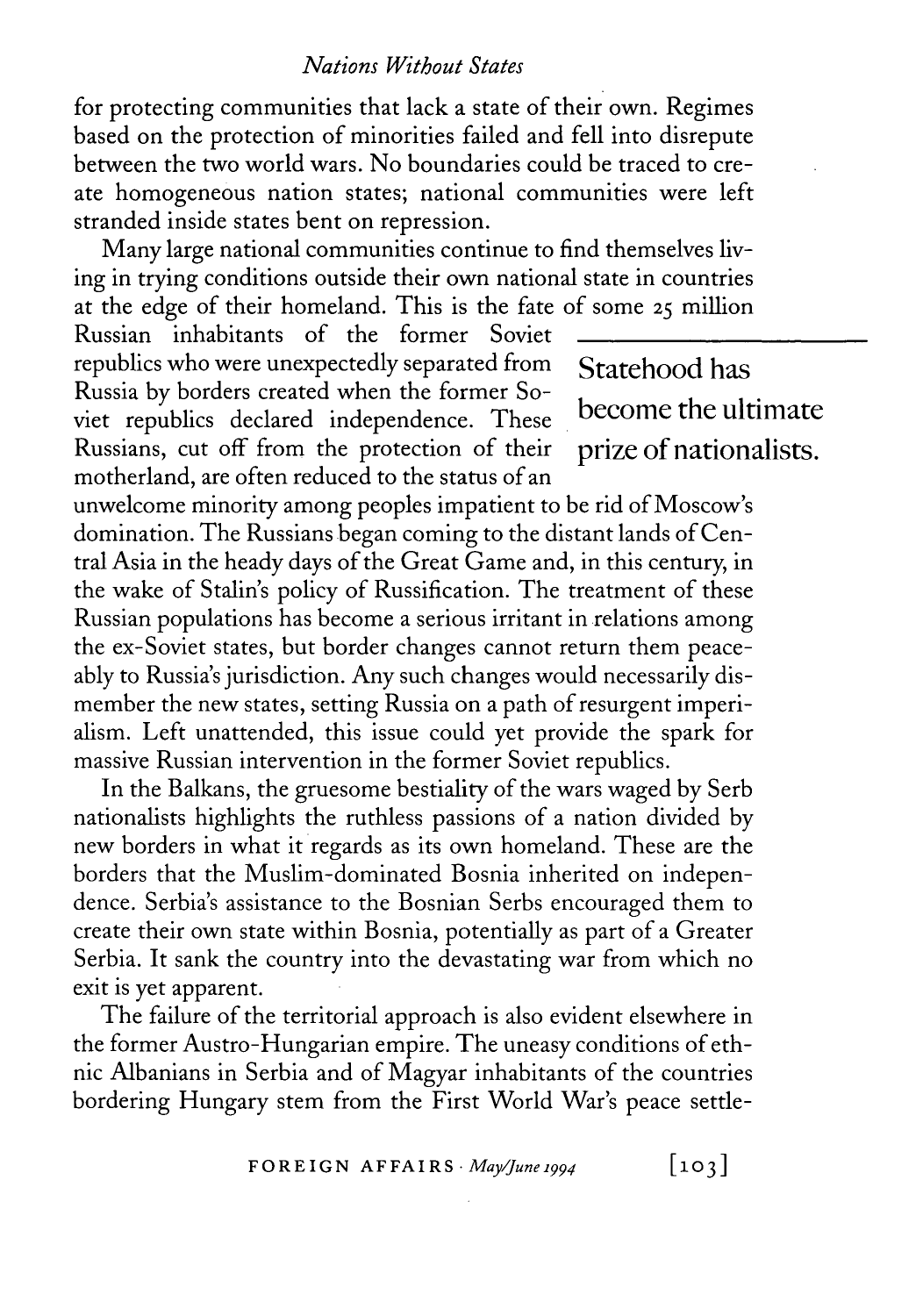for protecting communities that lack a state of their own. Regimes based on the protection of minorities failed and fell into disrepute between the two world wars. No boundaries could be traced to create homogeneous nation states; national communities were left stranded inside states bent on repression.

Many large national communities continue to find themselves living in trying conditions outside their own national state in countries at the edge of their homeland. This is the fate of some 25 million Russian inhabitants of the former Soviet republics who were unexpectedly separated from Russia by borders created when the former Soviet republics declared independence. These Russians, cut off from the protection of their motherland, are often reduced to the status of an unwelcome minority among peoples impatient to be rid of Moscow's domination. The Russians began coming to the distant lands of Central Asia in the heady days of the Great Game and, in this century, in the wake of Stalin's policy of Russification. The treatment of these Russian populations has become a serious irritant in relations among the ex-Soviet states, but border changes cannot return them peaceably to Russia's jurisdiction. Any such changes would necessarily dismember the new states, setting Russia on a path of resurgent imperialism. Left unattended, this issue could yet provide the spark for massive Russian intervention in the former Soviet republics.

> Statehood has become the ultimate prize of nationalists.

In the Balkans, the gruesome bestiality of the wars waged by Serb nationalists highlights the ruthless passions of a nation divided by new borders in what it regards as its own homeland. These are the borders that the Muslim-dominated Bosnia inherited on independence. Serbia's assistance to the Bosnian Serbs encouraged them to create their own state within Bosnia, potentially as part of a Greater Serbia. It sank the country into the devastating war from which no exit is yet apparent.

The failure of the territorial approach is also evident elsewhere in the former Austro-Hungarian empire. The uneasy conditions of ethnic Albanians in Serbia and of Magyar inhabitants of the countries bordering Hungary stem from the First World War's peace settle-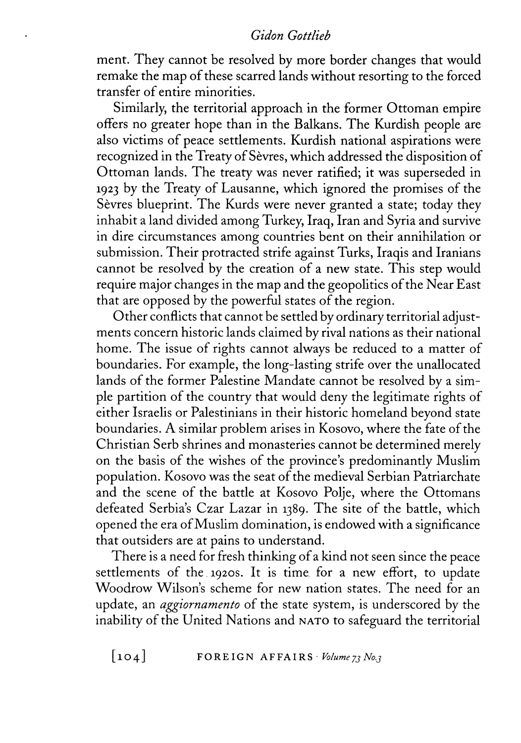ment. They cannot be resolved by more border changes that would remake the map of these scarred lands without resorting to the forced transfer of entire minorities.

Similarly, the territorial approach in the former Ottoman empire offers no greater hope than in the Balkans. The Kurdish people are also victims of peace settlements. Kurdish national aspirations were recognized in the Treaty of Sèvres, which addressed the disposition of Ottoman lands. The treaty was never ratified; it was superseded in 1923 by the Treaty of Lausanne, which ignored the promises of the Sèvres blueprint. The Kurds were never granted a state; today they inhabit a land divided among Turkey, Iraq, Iran and Syria and survive in dire circumstances among countries bent on their annihilation or submission. Their protracted strife against Turks, Iraqis and Iranians cannot be resolved by the creation of a new state. This step would require major changes in the map and the geopolitics of the Near East that are opposed by the powerful states of the region.

Other conflicts that cannot be settled by ordinary territorial adjustments concern historic lands claimed by rival nations as their national home. The issue of rights cannot always be reduced to a matter of boundaries. For example, the long-lasting strife over the unallocated lands of the former Palestine Mandate cannot be resolved by a simple partition of the country that would deny the legitimate rights of either Israelis or Palestinians in their historic homeland beyond state boundaries. A similar problem arises in Kosovo, where the fate of the Christian Serb shrines and monasteries cannot be determined merely on the basis of the wishes of the province's predominantly Muslim population. Kosovo was the seat of the medieval Serbian Patriarchate and the scene of the battle at Kosovo Polje, where the Ottomans defeated Serbia's Czar Lazar in 1389. The site of the battle, which opened the era of Muslim domination, is endowed with a significance that outsiders are at pains to understand.

There is a need for fresh thinking of a kind not seen since the peace settlements of the 1920s. It is time for a new effort, to update Woodrow Wilson's scheme for new nation states. The need for an update, an *aggiornamento* of the state system, is underscored by the inability of the United Nations and NATO to safeguard the territorial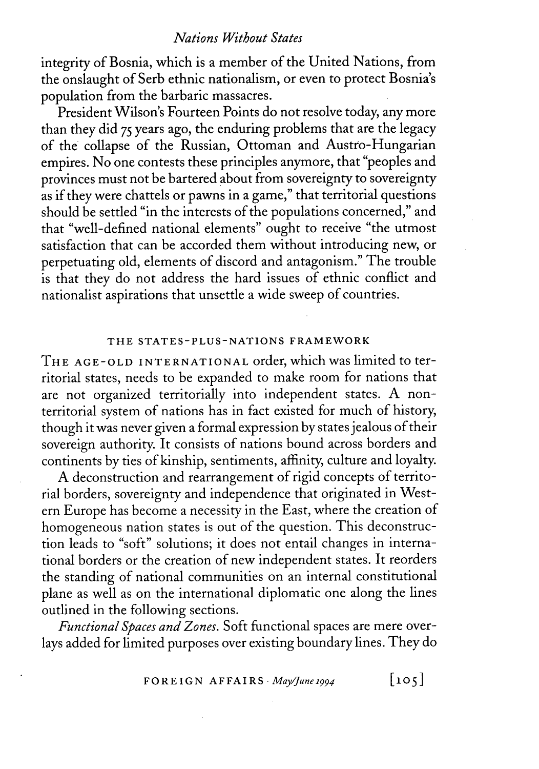integrity of Bosnia, which is a member of the United Nations, from the onslaught of Serb ethnic nationalism, or even to protect Bosnia's population from the barbaric massacres.

President Wilson's Fourteen Points do not resolve today, any more than they did 75 years ago, the enduring problems that are the legacy of the collapse of the Russian, Ottoman and Austro-Hungarian empires. No one contests these principles anymore, that "peoples and provinces must not be bartered about from sovereignty to sovereignty as if they were chattels or pawns in a game," that territorial questions should be settled "in the interests of the populations concerned," and that "well-defined national elements" ought to receive "the utmost satisfaction that can be accorded them without introducing new, or perpetuating old, elements of discord and antagonism." The trouble is that they do not address the hard issues of ethnic conflict and nationalist aspirations that unsettle a wide sweep of countries.

## THE STATES-PLUS-NATIONS FRAMEWORK

THE AGE-OLD INTERNATIONAL order, which was limited to territorial states, needs to be expanded to make room for nations that are not organized territorially into independent states. A non-territorial system of nations has in fact existed for much of history, though it was never given a formal expression by states jealous of their sovereign authority. It consists of nations bound across borders and continents by ties of kinship, sentiments, affinity, culture and loyalty.

A deconstruction and rearrangement of rigid concepts of territorial borders, sovereignty and independence that originated in Western Europe has become a necessity in the East, where the creation of homogeneous nation states is out of the question. This deconstruction leads to "soft" solutions; it does not entail changes in international borders or the creation of new independent states. It reorders the standing of national communities on an internal constitutional plane as well as on the international diplomatic one along the lines outlined in the following sections.

*Functional Spaces and Zones.* Soft functional spaces are mere overlays added for limited purposes over existing boundary lines. They do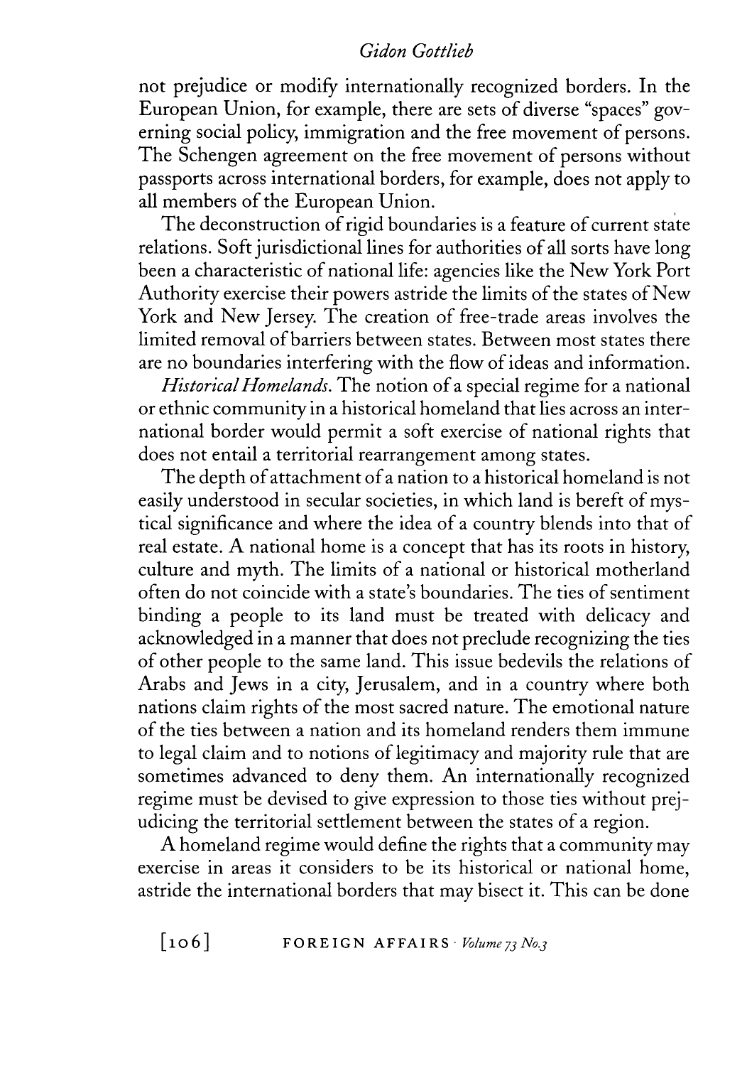not prejudice or modify internationally recognized borders. In the European Union, for example, there are sets of diverse "spaces" governing social policy, immigration and the free movement of persons. The Schengen agreement on the free movement of persons without passports across international borders, for example, does not apply to all members of the European Union.

The deconstruction of rigid boundaries is a feature of current state relations. Soft jurisdictional lines for authorities of all sorts have long been a characteristic of national life: agencies like the New York Port Authority exercise their powers astride the limits of the states of New York and New Jersey. The creation of free-trade areas involves the limited removal of barriers between states. Between most states there are no boundaries interfering with the flow of ideas and information.

*Historical Homelands.* The notion of a special regime for a national or ethnic community in a historical homeland that lies across an international border would permit a soft exercise of national rights that does not entail a territorial rearrangement among states.

The depth of attachment of a nation to a historical homeland is not easily understood in secular societies, in which land is bereft of mystical significance and where the idea of a country blends into that of real estate. A national home is a concept that has its roots in history, culture and myth. The limits of a national or historical motherland often do not coincide with a state's boundaries. The ties of sentiment binding a people to its land must be treated with delicacy and acknowledged in a manner that does not preclude recognizing the ties of other people to the same land. This issue bedevils the relations of Arabs and Jews in a city, Jerusalem, and in a country where both nations claim rights of the most sacred nature. The emotional nature of the ties between a nation and its homeland renders them immune to legal claim and to notions of legitimacy and majority rule that are sometimes advanced to deny them. An internationally recognized regime must be devised to give expression to those ties without prejudicing the territorial settlement between the states of a region.

A homeland regime would define the rights that a community may exercise in areas it considers to be its historical or national home, astride the international borders that may bisect it. This can be done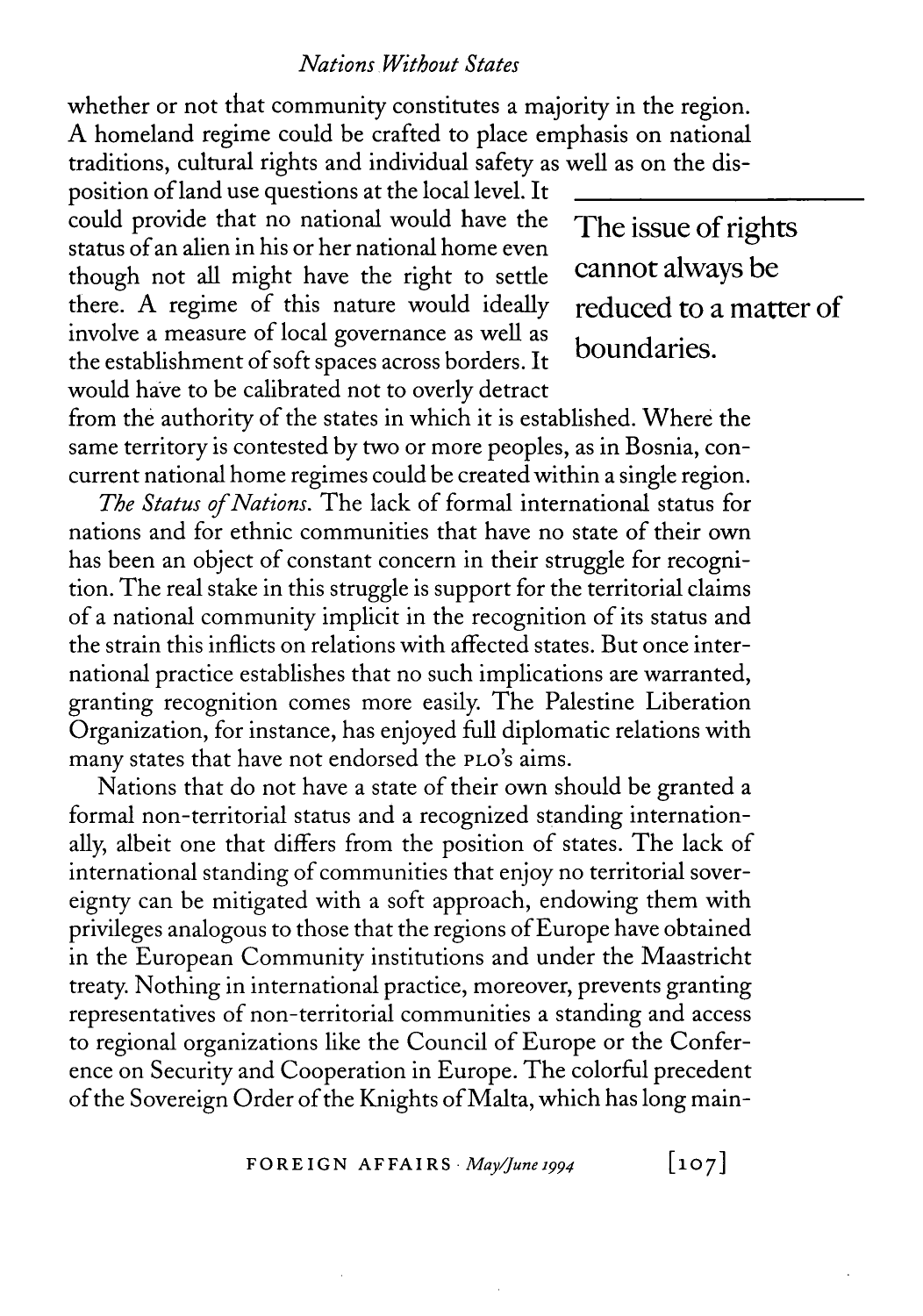whether or not that community constitutes a majority in the region. A homeland regime could be crafted to place emphasis on national traditions, cultural rights and individual safety as well as on the disposition of land use questions at the local level. It could provide that no national would have the status of an alien in his or her national home even though not all might have the right to settle there. A regime of this nature would ideally involve a measure of local governance as well as the establishment of soft spaces across borders. It would have to be calibrated not to overly detract from the authority of the states in which it is established. Where the same territory is contested by two or more peoples, as in Bosnia, concurrent national home regimes could be created within a single region.

> The issue of rights cannot always be reduced to a matter of boundaries.

*The Status of Nations.* The lack of formal international status for nations and for ethnic communities that have no state of their own has been an object of constant concern in their struggle for recognition. The real stake in this struggle is support for the territorial claims of a national community implicit in the recognition of its status and the strain this inflicts on relations with affected states. But once international practice establishes that no such implications are warranted, granting recognition comes more easily. The Palestine Liberation Organization, for instance, has enjoyed full diplomatic relations with many states that have not endorsed the PLO's aims.

Nations that do not have a state of their own should be granted a formal non-territorial status and a recognized standing internationally, albeit one that differs from the position of states. The lack of international standing of communities that enjoy no territorial sovereignty can be mitigated with a soft approach, endowing them with privileges analogous to those that the regions of Europe have obtained in the European Community institutions and under the Maastricht treaty. Nothing in international practice, moreover, prevents granting representatives of non-territorial communities a standing and access to regional organizations like the Council of Europe or the Conference on Security and Cooperation in Europe. The colorful precedent of the Sovereign Order of the Knights of Malta, which has long main-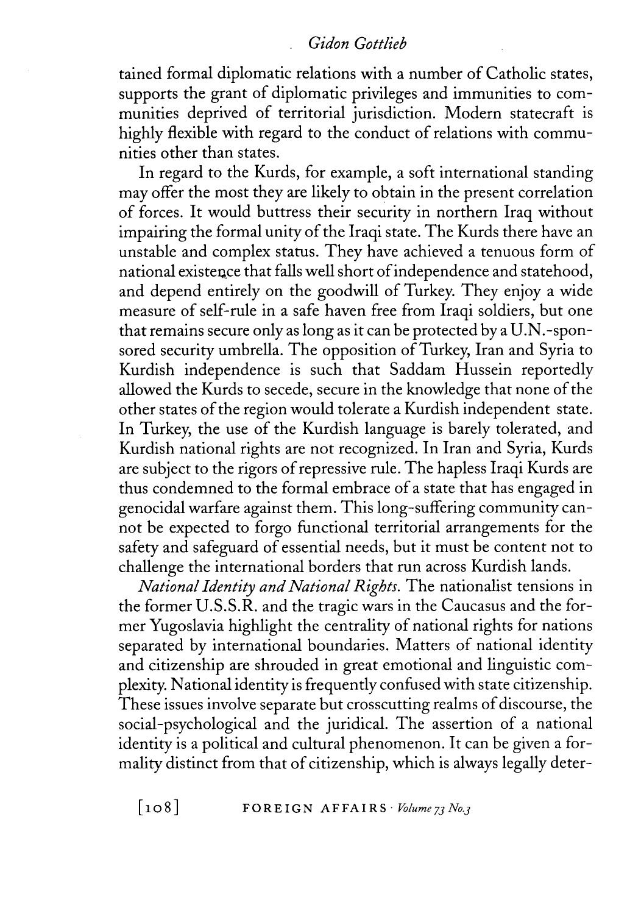tained formal diplomatic relations with a number of Catholic states, supports the grant of diplomatic privileges and immunities to communities deprived of territorial jurisdiction. Modern statecraft is highly flexible with regard to the conduct of relations with communities other than states.

In regard to the Kurds, for example, a soft international standing may offer the most they are likely to obtain in the present correlation of forces. It would buttress their security in northern Iraq without impairing the formal unity of the Iraqi state. The Kurds there have an unstable and complex status. They have achieved a tenuous form of national existence that falls well short of independence and statehood, and depend entirely on the goodwill of Turkey. They enjoy a wide measure of self-rule in a safe haven free from Iraqi soldiers, but one that remains secure only as long as it can be protected by a U.N.-sponsored security umbrella. The opposition of Turkey, Iran and Syria to Kurdish independence is such that Saddam Hussein reportedly allowed the Kurds to secede, secure in the knowledge that none of the other states of the region would tolerate a Kurdish independent state. In Turkey, the use of the Kurdish language is barely tolerated, and Kurdish national rights are not recognized. In Iran and Syria, Kurds are subject to the rigors of repressive rule. The hapless Iraqi Kurds are thus condemned to the formal embrace of a state that has engaged in genocidal warfare against them. This long-suffering community cannot be expected to forgo functional territorial arrangements for the safety and safeguard of essential needs, but it must be content not to challenge the international borders that run across Kurdish lands.

*National Identity and National Rights.* The nationalist tensions in the former U.S.S.R. and the tragic wars in the Caucasus and the former Yugoslavia highlight the centrality of national rights for nations separated by international boundaries. Matters of national identity and citizenship are shrouded in great emotional and linguistic complexity. National identity is frequently confused with state citizenship. These issues involve separate but crosscutting realms of discourse, the social-psychological and the juridical. The assertion of a national identity is a political and cultural phenomenon. It can be given a formality distinct from that of citizenship, which is always legally deter-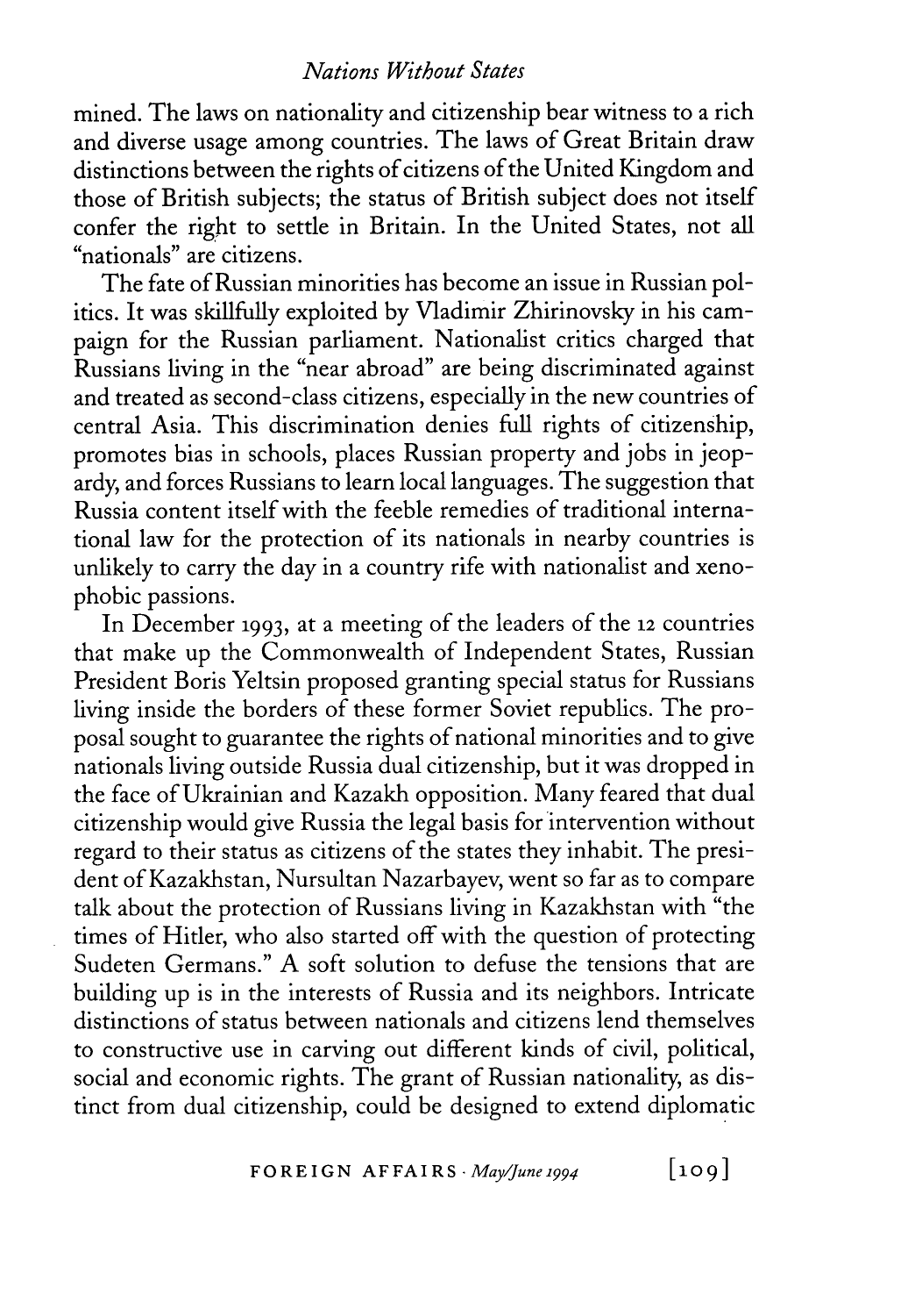mined. The laws on nationality and citizenship bear witness to a rich and diverse usage among countries. The laws of Great Britain draw distinctions between the rights of citizens of the United Kingdom and those of British subjects; the status of British subject does not itself confer the right to settle in Britain. In the United States, not all "nationals" are citizens.

The fate of Russian minorities has become an issue in Russian politics. It was skillfully exploited by Vladimir Zhirinovsky in his campaign for the Russian parliament. Nationalist critics charged that Russians living in the "near abroad" are being discriminated against and treated as second-class citizens, especially in the new countries of central Asia. This discrimination denies full rights of citizenship, promotes bias in schools, places Russian property and jobs in jeopardy, and forces Russians to learn local languages. The suggestion that Russia content itself with the feeble remedies of traditional international law for the protection of its nationals in nearby countries is unlikely to carry the day in a country rife with nationalist and xenophobic passions.

In December 1993, at a meeting of the leaders of the 12 countries that make up the Commonwealth of Independent States, Russian President Boris Yeltsin proposed granting special status for Russians living inside the borders of these former Soviet republics. The proposal sought to guarantee the rights of national minorities and to give nationals living outside Russia dual citizenship, but it was dropped in the face of Ukrainian and Kazakh opposition. Many feared that dual citizenship would give Russia the legal basis for intervention without regard to their status as citizens of the states they inhabit. The president of Kazakhstan, Nursultan Nazarbayev, went so far as to compare talk about the protection of Russians living in Kazakhstan with "the times of Hitler, who also started off with the question of protecting Sudeten Germans." A soft solution to defuse the tensions that are building up is in the interests of Russia and its neighbors. Intricate distinctions of status between nationals and citizens lend themselves to constructive use in carving out different kinds of civil, political, social and economic rights. The grant of Russian nationality, as distinct from dual citizenship, could be designed to extend diplomatic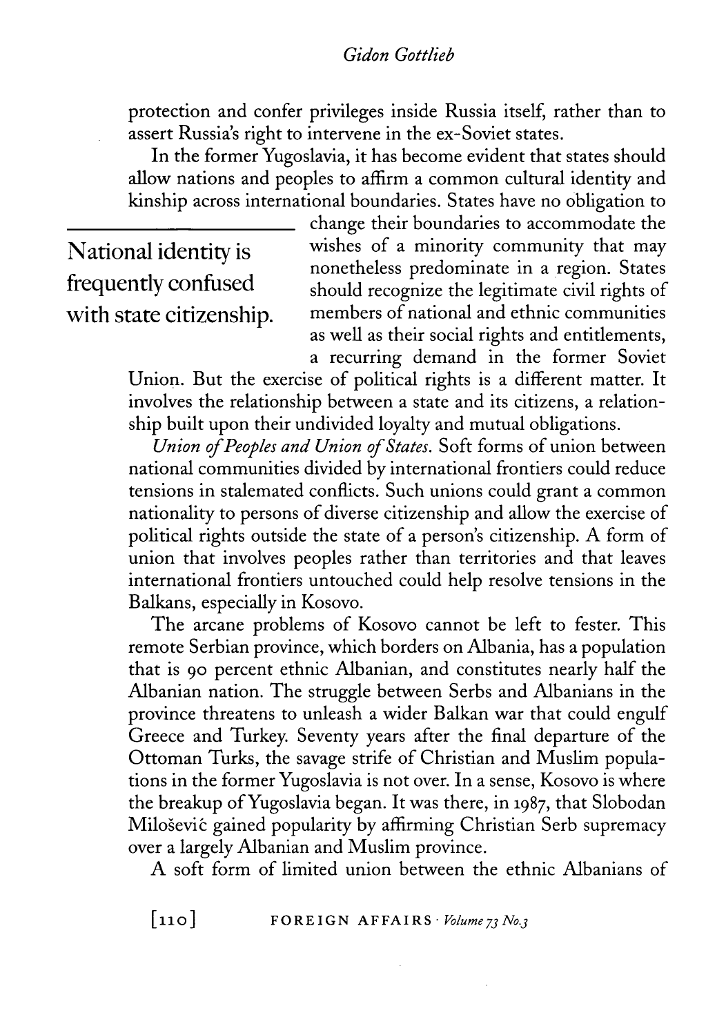protection and confer privileges inside Russia itself, rather than to assert Russia's right to intervene in the ex-Soviet states.

In the former Yugoslavia, it has become evident that states should allow nations and peoples to affirm a common cultural identity and kinship across international boundaries. States have no obligation to change their boundaries to accommodate the wishes of a minority community that may nonetheless predominate in a region. States should recognize the legitimate civil rights of members of national and ethnic communities as well as their social rights and entitlements, a recurring demand in the former Soviet Union. But the exercise of political rights is a different matter. It involves the relationship between a state and its citizens, a relationship built upon their undivided loyalty and mutual obligations.

National identity is frequently confused with state citizenship.

*Union of Peoples and Union of States.* Soft forms of union between national communities divided by international frontiers could reduce tensions in stalemated conflicts. Such unions could grant a common nationality to persons of diverse citizenship and allow the exercise of political rights outside the state of a person's citizenship. A form of union that involves peoples rather than territories and that leaves international frontiers untouched could help resolve tensions in the Balkans, especially in Kosovo.

The arcane problems of Kosovo cannot be left to fester. This remote Serbian province, which borders on Albania, has a population that is 90 percent ethnic Albanian, and constitutes nearly half the Albanian nation. The struggle between Serbs and Albanians in the province threatens to unleash a wider Balkan war that could engulf Greece and Turkey. Seventy years after the final departure of the Ottoman Turks, the savage strife of Christian and Muslim populations in the former Yugoslavia is not over. In a sense, Kosovo is where the breakup of Yugoslavia began. It was there, in 1987, that Slobodan Milošević gained popularity by affirming Christian Serb supremacy over a largely Albanian and Muslim province.

A soft form of limited union between the ethnic Albanians of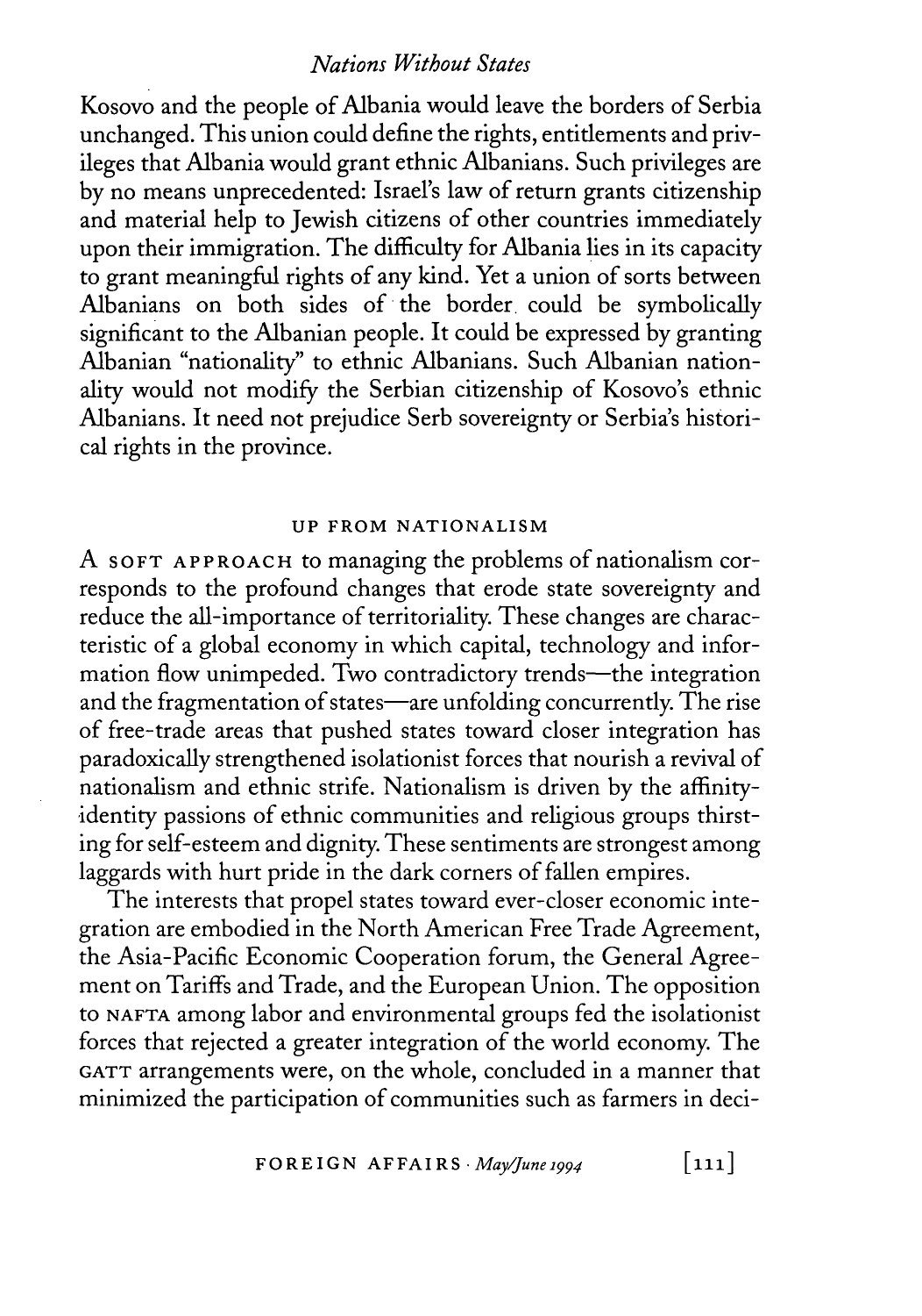Kosovo and the people of Albania would leave the borders of Serbia unchanged. This union could define the rights, entitlements and privileges that Albania would grant ethnic Albanians. Such privileges are by no means unprecedented: Israel's law of return grants citizenship and material help to Jewish citizens of other countries immediately upon their immigration. The difficulty for Albania lies in its capacity to grant meaningful rights of any kind. Yet a union of sorts between Albanians on both sides of the border could be symbolically significant to the Albanian people. It could be expressed by granting Albanian "nationality" to ethnic Albanians. Such Albanian nationality would not modify the Serbian citizenship of Kosovo's ethnic Albanians. It need not prejudice Serb sovereignty or Serbia's historical rights in the province.

## UP FROM NATIONALISM

A SOFT APPROACH to managing the problems of nationalism corresponds to the profound changes that erode state sovereignty and reduce the all-importance of territoriality. These changes are characteristic of a global economy in which capital, technology and information flow unimpeded. Two contradictory trends—the integration and the fragmentation of states—are unfolding concurrently. The rise of free-trade areas that pushed states toward closer integration has paradoxically strengthened isolationist forces that nourish a revival of nationalism and ethnic strife. Nationalism is driven by the affinity-identity passions of ethnic communities and religious groups thirsting for self-esteem and dignity. These sentiments are strongest among laggards with hurt pride in the dark corners of fallen empires.

The interests that propel states toward ever-closer economic integration are embodied in the North American Free Trade Agreement, the Asia-Pacific Economic Cooperation forum, the General Agreement on Tariffs and Trade, and the European Union. The opposition to NAFTA among labor and environmental groups fed the isolationist forces that rejected a greater integration of the world economy. The GATT arrangements were, on the whole, concluded in a manner that minimized the participation of communities such as farmers in deci-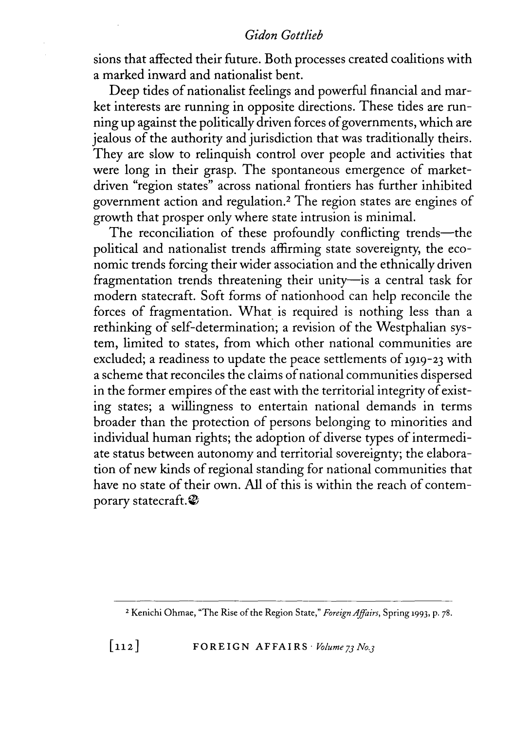sions that affected their future. Both processes created coalitions with a marked inward and nationalist bent.

Deep tides of nationalist feelings and powerful financial and market interests are running in opposite directions. These tides are running up against the politically driven forces of governments, which are jealous of the authority and jurisdiction that was traditionally theirs. They are slow to relinquish control over people and activities that were long in their grasp. The spontaneous emergence of market-driven "region states" across national frontiers has further inhibited government action and regulation.[2] The region states are engines of growth that prosper only where state intrusion is minimal.

The reconciliation of these profoundly conflicting trends—the political and nationalist trends affirming state sovereignty, the economic trends forcing their wider association and the ethnically driven fragmentation trends threatening their unity—is a central task for modern statecraft. Soft forms of nationhood can help reconcile the forces of fragmentation. What is required is nothing less than a rethinking of self-determination; a revision of the Westphalian system, limited to states, from which other national communities are excluded; a readiness to update the peace settlements of 1919-23 with a scheme that reconciles the claims of national communities dispersed in the former empires of the east with the territorial integrity of existing states; a willingness to entertain national demands in terms broader than the protection of persons belonging to minorities and individual human rights; the adoption of diverse types of intermediate status between autonomy and territorial sovereignty; the elaboration of new kinds of regional standing for national communities that have no state of their own. All of this is within the reach of contemporary statecraft.

---

[2] Kenichi Ohmae, "The Rise of the Region State," *Foreign Affairs*, Spring 1993, p. 78.